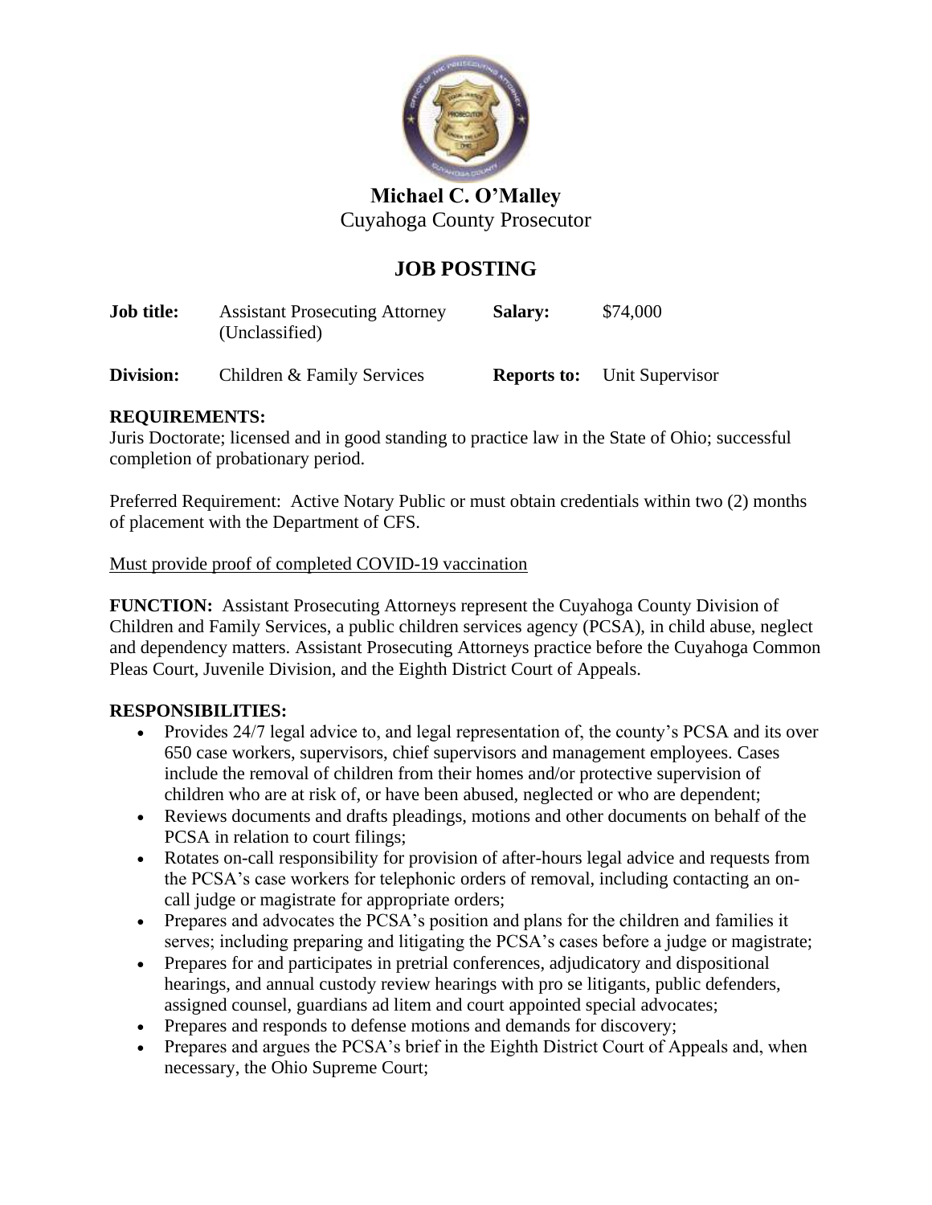**Michael C. O'Malley**
Cuyahoga County Prosecutor

# JOB POSTING

| | | | |
|---|---|---|---|
| **Job title:** | Assistant Prosecuting Attorney (Unclassified) | **Salary:** | $74,000 |
| **Division:** | Children & Family Services | **Reports to:** | Unit Supervisor |

**REQUIREMENTS:**
Juris Doctorate; licensed and in good standing to practice law in the State of Ohio; successful completion of probationary period.

Preferred Requirement: Active Notary Public or must obtain credentials within two (2) months of placement with the Department of CFS.

<u>Must provide proof of completed COVID-19 vaccination</u>

**FUNCTION:** Assistant Prosecuting Attorneys represent the Cuyahoga County Division of Children and Family Services, a public children services agency (PCSA), in child abuse, neglect and dependency matters. Assistant Prosecuting Attorneys practice before the Cuyahoga Common Pleas Court, Juvenile Division, and the Eighth District Court of Appeals.

**RESPONSIBILITIES:**

- Provides 24/7 legal advice to, and legal representation of, the county's PCSA and its over 650 case workers, supervisors, chief supervisors and management employees. Cases include the removal of children from their homes and/or protective supervision of children who are at risk of, or have been abused, neglected or who are dependent;
- Reviews documents and drafts pleadings, motions and other documents on behalf of the PCSA in relation to court filings;
- Rotates on-call responsibility for provision of after-hours legal advice and requests from the PCSA's case workers for telephonic orders of removal, including contacting an on-call judge or magistrate for appropriate orders;
- Prepares and advocates the PCSA's position and plans for the children and families it serves; including preparing and litigating the PCSA's cases before a judge or magistrate;
- Prepares for and participates in pretrial conferences, adjudicatory and dispositional hearings, and annual custody review hearings with pro se litigants, public defenders, assigned counsel, guardians ad litem and court appointed special advocates;
- Prepares and responds to defense motions and demands for discovery;
- Prepares and argues the PCSA's brief in the Eighth District Court of Appeals and, when necessary, the Ohio Supreme Court;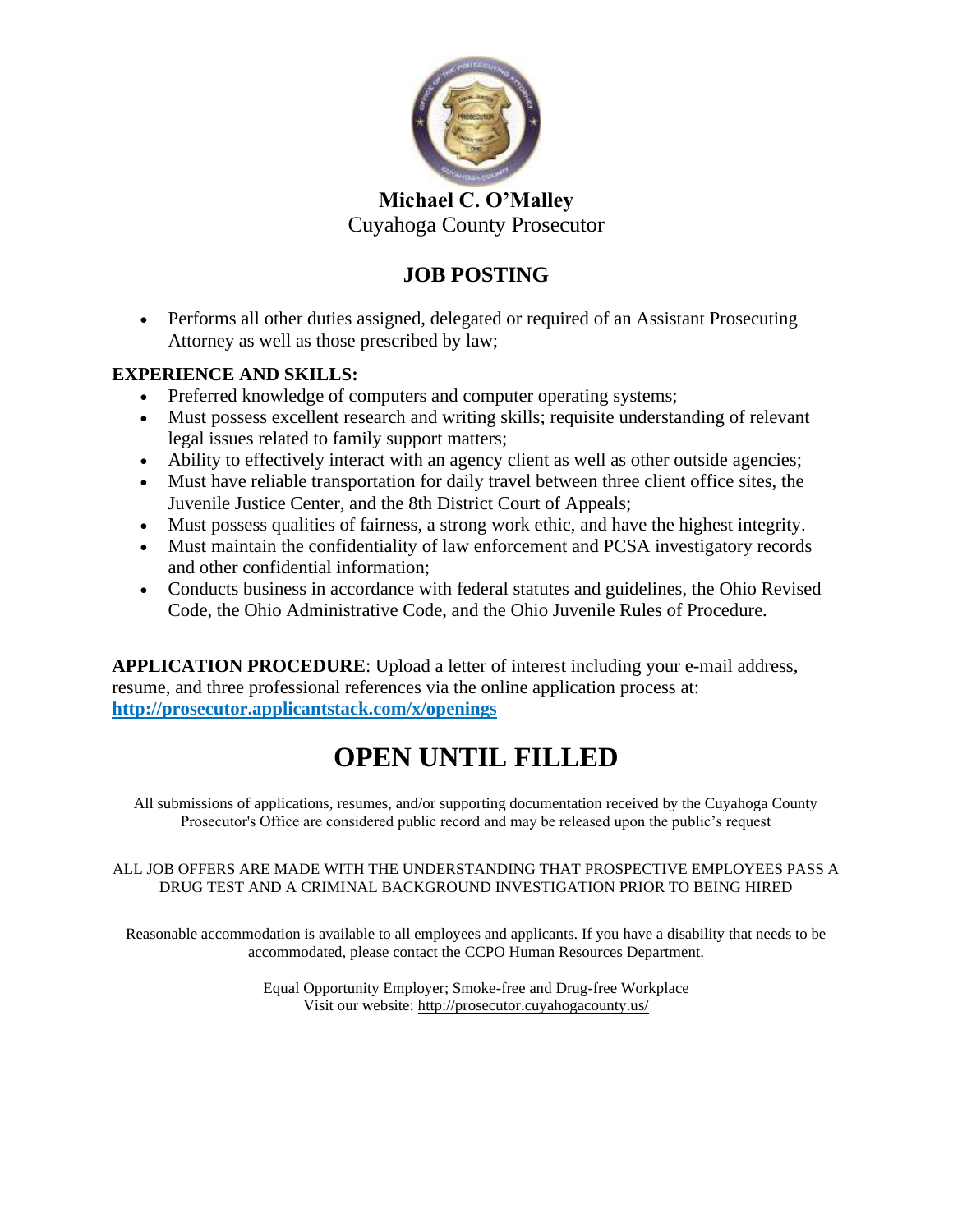**Michael C. O'Malley**
Cuyahoga County Prosecutor

## JOB POSTING

- Performs all other duties assigned, delegated or required of an Assistant Prosecuting Attorney as well as those prescribed by law;

**EXPERIENCE AND SKILLS:**

- Preferred knowledge of computers and computer operating systems;
- Must possess excellent research and writing skills; requisite understanding of relevant legal issues related to family support matters;
- Ability to effectively interact with an agency client as well as other outside agencies;
- Must have reliable transportation for daily travel between three client office sites, the Juvenile Justice Center, and the 8th District Court of Appeals;
- Must possess qualities of fairness, a strong work ethic, and have the highest integrity.
- Must maintain the confidentiality of law enforcement and PCSA investigatory records and other confidential information;
- Conducts business in accordance with federal statutes and guidelines, the Ohio Revised Code, the Ohio Administrative Code, and the Ohio Juvenile Rules of Procedure.

**APPLICATION PROCEDURE**: Upload a letter of interest including your e-mail address, resume, and three professional references via the online application process at: **http://prosecutor.applicantstack.com/x/openings**

# OPEN UNTIL FILLED

All submissions of applications, resumes, and/or supporting documentation received by the Cuyahoga County Prosecutor's Office are considered public record and may be released upon the public's request

ALL JOB OFFERS ARE MADE WITH THE UNDERSTANDING THAT PROSPECTIVE EMPLOYEES PASS A DRUG TEST AND A CRIMINAL BACKGROUND INVESTIGATION PRIOR TO BEING HIRED

Reasonable accommodation is available to all employees and applicants. If you have a disability that needs to be accommodated, please contact the CCPO Human Resources Department.

Equal Opportunity Employer; Smoke-free and Drug-free Workplace
Visit our website: http://prosecutor.cuyahogacounty.us/